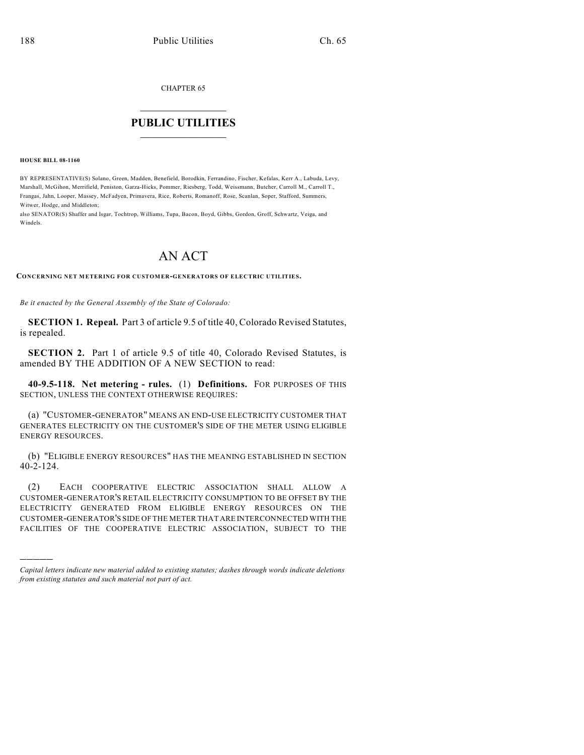CHAPTER 65

# PUBLIC UTILITIES

**HOUSE BILL 08-1160**

BY REPRESENTATIVE(S) Solano, Green, Madden, Benefield, Borodkin, Ferrandino, Fischer, Kefalas, Kerr A., Labuda, Levy, Marshall, McGihon, Merrifield, Peniston, Garza-Hicks, Pommer, Riesberg, Todd, Weissmann, Butcher, Carroll M., Carroll T., Frangas, Jahn, Looper, Massey, McFadyen, Primavera, Rice, Roberts, Romanoff, Rose, Scanlan, Soper, Stafford, Summers, Witwer, Hodge, and Middleton;
also SENATOR(S) Shaffer and Isgar, Tochtrop, Williams, Tupa, Bacon, Boyd, Gibbs, Gordon, Groff, Schwartz, Veiga, and Windels.

# AN ACT

**CONCERNING NET METERING FOR CUSTOMER-GENERATORS OF ELECTRIC UTILITIES.**

*Be it enacted by the General Assembly of the State of Colorado:*

**SECTION 1. Repeal.** Part 3 of article 9.5 of title 40, Colorado Revised Statutes, is repealed.

**SECTION 2.** Part 1 of article 9.5 of title 40, Colorado Revised Statutes, is amended BY THE ADDITION OF A NEW SECTION to read:

**40-9.5-118. Net metering - rules.** (1) **Definitions.** FOR PURPOSES OF THIS SECTION, UNLESS THE CONTEXT OTHERWISE REQUIRES:

(a) "CUSTOMER-GENERATOR" MEANS AN END-USE ELECTRICITY CUSTOMER THAT GENERATES ELECTRICITY ON THE CUSTOMER'S SIDE OF THE METER USING ELIGIBLE ENERGY RESOURCES.

(b) "ELIGIBLE ENERGY RESOURCES" HAS THE MEANING ESTABLISHED IN SECTION 40-2-124.

(2) EACH COOPERATIVE ELECTRIC ASSOCIATION SHALL ALLOW A CUSTOMER-GENERATOR'S RETAIL ELECTRICITY CONSUMPTION TO BE OFFSET BY THE ELECTRICITY GENERATED FROM ELIGIBLE ENERGY RESOURCES ON THE CUSTOMER-GENERATOR'S SIDE OF THE METER THAT ARE INTERCONNECTED WITH THE FACILITIES OF THE COOPERATIVE ELECTRIC ASSOCIATION, SUBJECT TO THE

*Capital letters indicate new material added to existing statutes; dashes through words indicate deletions from existing statutes and such material not part of act.*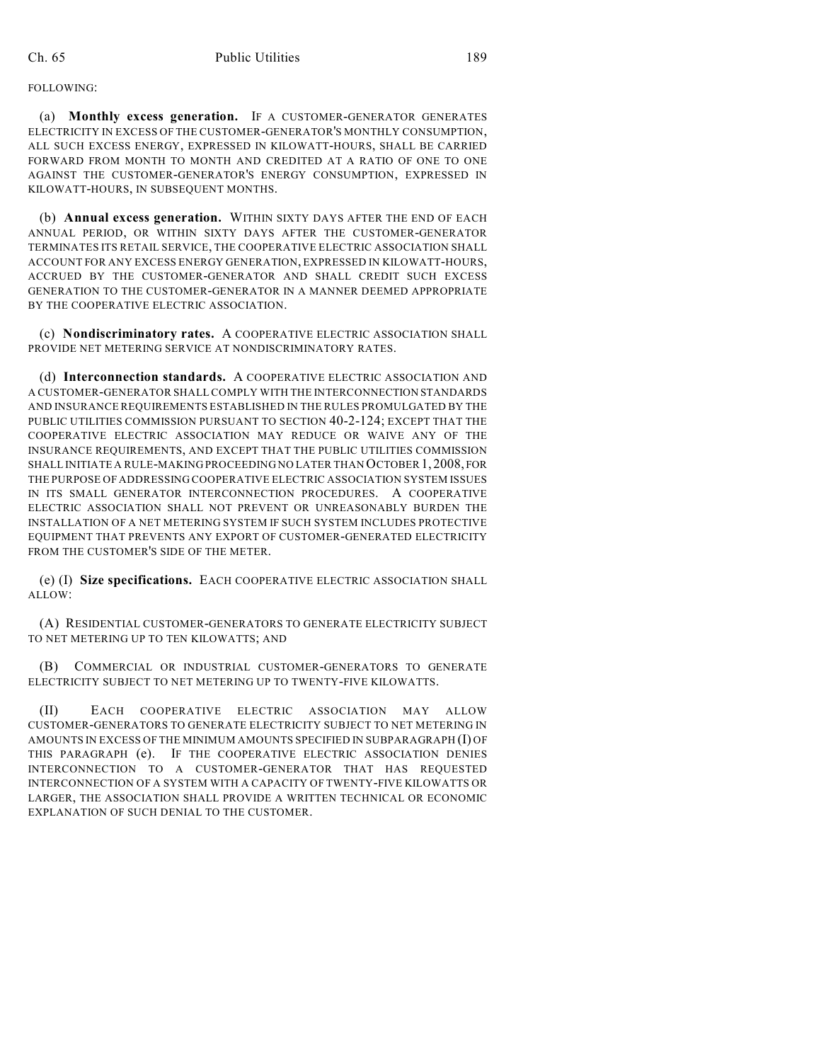FOLLOWING:

(a) **Monthly excess generation.** IF A CUSTOMER-GENERATOR GENERATES ELECTRICITY IN EXCESS OF THE CUSTOMER-GENERATOR'S MONTHLY CONSUMPTION, ALL SUCH EXCESS ENERGY, EXPRESSED IN KILOWATT-HOURS, SHALL BE CARRIED FORWARD FROM MONTH TO MONTH AND CREDITED AT A RATIO OF ONE TO ONE AGAINST THE CUSTOMER-GENERATOR'S ENERGY CONSUMPTION, EXPRESSED IN KILOWATT-HOURS, IN SUBSEQUENT MONTHS.

(b) **Annual excess generation.** WITHIN SIXTY DAYS AFTER THE END OF EACH ANNUAL PERIOD, OR WITHIN SIXTY DAYS AFTER THE CUSTOMER-GENERATOR TERMINATES ITS RETAIL SERVICE, THE COOPERATIVE ELECTRIC ASSOCIATION SHALL ACCOUNT FOR ANY EXCESS ENERGY GENERATION, EXPRESSED IN KILOWATT-HOURS, ACCRUED BY THE CUSTOMER-GENERATOR AND SHALL CREDIT SUCH EXCESS GENERATION TO THE CUSTOMER-GENERATOR IN A MANNER DEEMED APPROPRIATE BY THE COOPERATIVE ELECTRIC ASSOCIATION.

(c) **Nondiscriminatory rates.** A COOPERATIVE ELECTRIC ASSOCIATION SHALL PROVIDE NET METERING SERVICE AT NONDISCRIMINATORY RATES.

(d) **Interconnection standards.** A COOPERATIVE ELECTRIC ASSOCIATION AND A CUSTOMER-GENERATOR SHALL COMPLY WITH THE INTERCONNECTION STANDARDS AND INSURANCE REQUIREMENTS ESTABLISHED IN THE RULES PROMULGATED BY THE PUBLIC UTILITIES COMMISSION PURSUANT TO SECTION 40-2-124; EXCEPT THAT THE COOPERATIVE ELECTRIC ASSOCIATION MAY REDUCE OR WAIVE ANY OF THE INSURANCE REQUIREMENTS, AND EXCEPT THAT THE PUBLIC UTILITIES COMMISSION SHALL INITIATE A RULE-MAKING PROCEEDING NO LATER THAN OCTOBER 1, 2008, FOR THE PURPOSE OF ADDRESSING COOPERATIVE ELECTRIC ASSOCIATION SYSTEM ISSUES IN ITS SMALL GENERATOR INTERCONNECTION PROCEDURES. A COOPERATIVE ELECTRIC ASSOCIATION SHALL NOT PREVENT OR UNREASONABLY BURDEN THE INSTALLATION OF A NET METERING SYSTEM IF SUCH SYSTEM INCLUDES PROTECTIVE EQUIPMENT THAT PREVENTS ANY EXPORT OF CUSTOMER-GENERATED ELECTRICITY FROM THE CUSTOMER'S SIDE OF THE METER.

(e) (I) **Size specifications.** EACH COOPERATIVE ELECTRIC ASSOCIATION SHALL ALLOW:

(A) RESIDENTIAL CUSTOMER-GENERATORS TO GENERATE ELECTRICITY SUBJECT TO NET METERING UP TO TEN KILOWATTS; AND

(B) COMMERCIAL OR INDUSTRIAL CUSTOMER-GENERATORS TO GENERATE ELECTRICITY SUBJECT TO NET METERING UP TO TWENTY-FIVE KILOWATTS.

(II) EACH COOPERATIVE ELECTRIC ASSOCIATION MAY ALLOW CUSTOMER-GENERATORS TO GENERATE ELECTRICITY SUBJECT TO NET METERING IN AMOUNTS IN EXCESS OF THE MINIMUM AMOUNTS SPECIFIED IN SUBPARAGRAPH (I) OF THIS PARAGRAPH (e). IF THE COOPERATIVE ELECTRIC ASSOCIATION DENIES INTERCONNECTION TO A CUSTOMER-GENERATOR THAT HAS REQUESTED INTERCONNECTION OF A SYSTEM WITH A CAPACITY OF TWENTY-FIVE KILOWATTS OR LARGER, THE ASSOCIATION SHALL PROVIDE A WRITTEN TECHNICAL OR ECONOMIC EXPLANATION OF SUCH DENIAL TO THE CUSTOMER.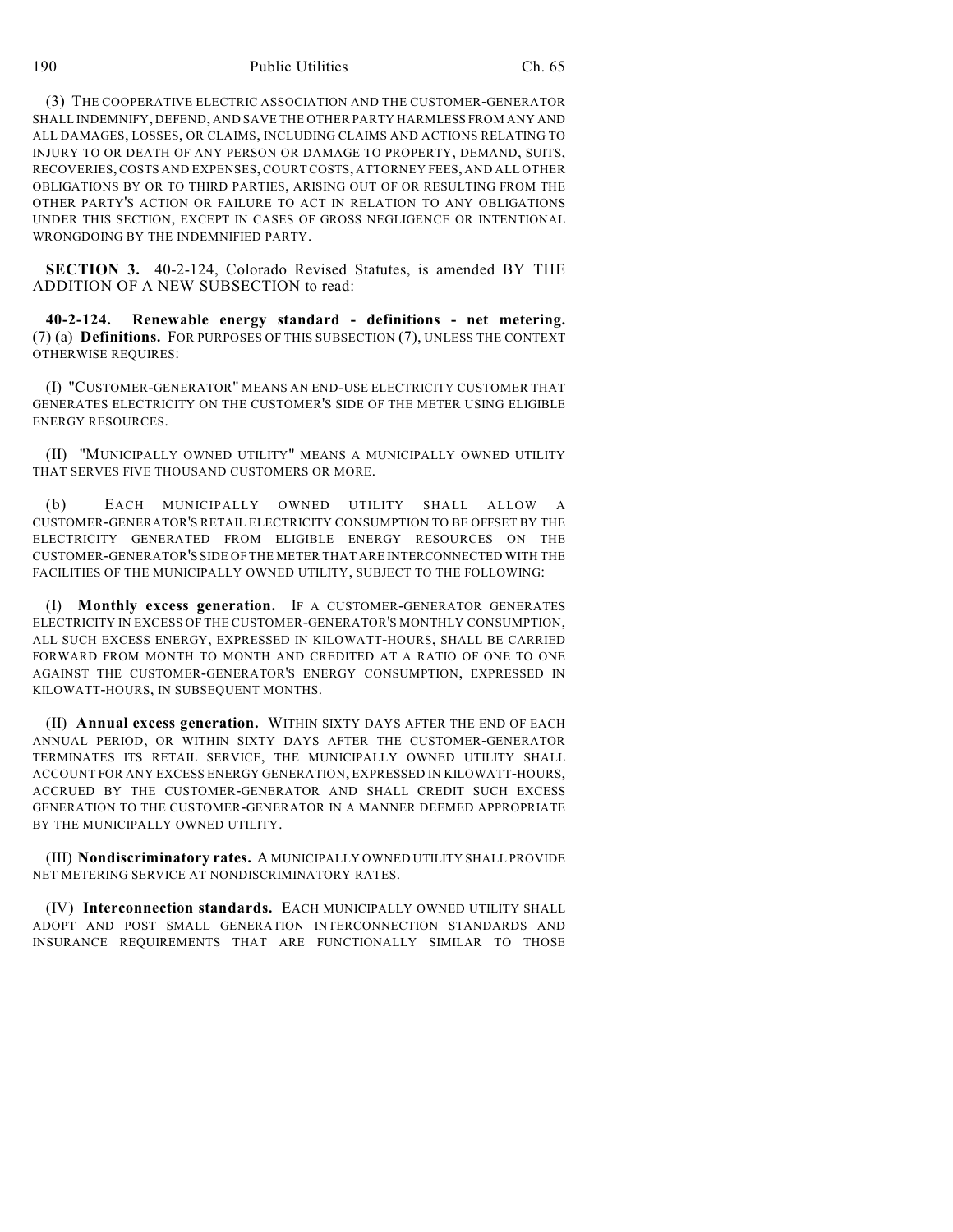(3) THE COOPERATIVE ELECTRIC ASSOCIATION AND THE CUSTOMER-GENERATOR SHALL INDEMNIFY, DEFEND, AND SAVE THE OTHER PARTY HARMLESS FROM ANY AND ALL DAMAGES, LOSSES, OR CLAIMS, INCLUDING CLAIMS AND ACTIONS RELATING TO INJURY TO OR DEATH OF ANY PERSON OR DAMAGE TO PROPERTY, DEMAND, SUITS, RECOVERIES, COSTS AND EXPENSES, COURT COSTS, ATTORNEY FEES, AND ALL OTHER OBLIGATIONS BY OR TO THIRD PARTIES, ARISING OUT OF OR RESULTING FROM THE OTHER PARTY'S ACTION OR FAILURE TO ACT IN RELATION TO ANY OBLIGATIONS UNDER THIS SECTION, EXCEPT IN CASES OF GROSS NEGLIGENCE OR INTENTIONAL WRONGDOING BY THE INDEMNIFIED PARTY.

**SECTION 3.** 40-2-124, Colorado Revised Statutes, is amended BY THE ADDITION OF A NEW SUBSECTION to read:

**40-2-124. Renewable energy standard - definitions - net metering.** (7) (a) **Definitions.** FOR PURPOSES OF THIS SUBSECTION (7), UNLESS THE CONTEXT OTHERWISE REQUIRES:

(I) "CUSTOMER-GENERATOR" MEANS AN END-USE ELECTRICITY CUSTOMER THAT GENERATES ELECTRICITY ON THE CUSTOMER'S SIDE OF THE METER USING ELIGIBLE ENERGY RESOURCES.

(II) "MUNICIPALLY OWNED UTILITY" MEANS A MUNICIPALLY OWNED UTILITY THAT SERVES FIVE THOUSAND CUSTOMERS OR MORE.

(b) EACH MUNICIPALLY OWNED UTILITY SHALL ALLOW A CUSTOMER-GENERATOR'S RETAIL ELECTRICITY CONSUMPTION TO BE OFFSET BY THE ELECTRICITY GENERATED FROM ELIGIBLE ENERGY RESOURCES ON THE CUSTOMER-GENERATOR'S SIDE OF THE METER THAT ARE INTERCONNECTED WITH THE FACILITIES OF THE MUNICIPALLY OWNED UTILITY, SUBJECT TO THE FOLLOWING:

(I) **Monthly excess generation.** IF A CUSTOMER-GENERATOR GENERATES ELECTRICITY IN EXCESS OF THE CUSTOMER-GENERATOR'S MONTHLY CONSUMPTION, ALL SUCH EXCESS ENERGY, EXPRESSED IN KILOWATT-HOURS, SHALL BE CARRIED FORWARD FROM MONTH TO MONTH AND CREDITED AT A RATIO OF ONE TO ONE AGAINST THE CUSTOMER-GENERATOR'S ENERGY CONSUMPTION, EXPRESSED IN KILOWATT-HOURS, IN SUBSEQUENT MONTHS.

(II) **Annual excess generation.** WITHIN SIXTY DAYS AFTER THE END OF EACH ANNUAL PERIOD, OR WITHIN SIXTY DAYS AFTER THE CUSTOMER-GENERATOR TERMINATES ITS RETAIL SERVICE, THE MUNICIPALLY OWNED UTILITY SHALL ACCOUNT FOR ANY EXCESS ENERGY GENERATION, EXPRESSED IN KILOWATT-HOURS, ACCRUED BY THE CUSTOMER-GENERATOR AND SHALL CREDIT SUCH EXCESS GENERATION TO THE CUSTOMER-GENERATOR IN A MANNER DEEMED APPROPRIATE BY THE MUNICIPALLY OWNED UTILITY.

(III) **Nondiscriminatory rates.** A MUNICIPALLY OWNED UTILITY SHALL PROVIDE NET METERING SERVICE AT NONDISCRIMINATORY RATES.

(IV) **Interconnection standards.** EACH MUNICIPALLY OWNED UTILITY SHALL ADOPT AND POST SMALL GENERATION INTERCONNECTION STANDARDS AND INSURANCE REQUIREMENTS THAT ARE FUNCTIONALLY SIMILAR TO THOSE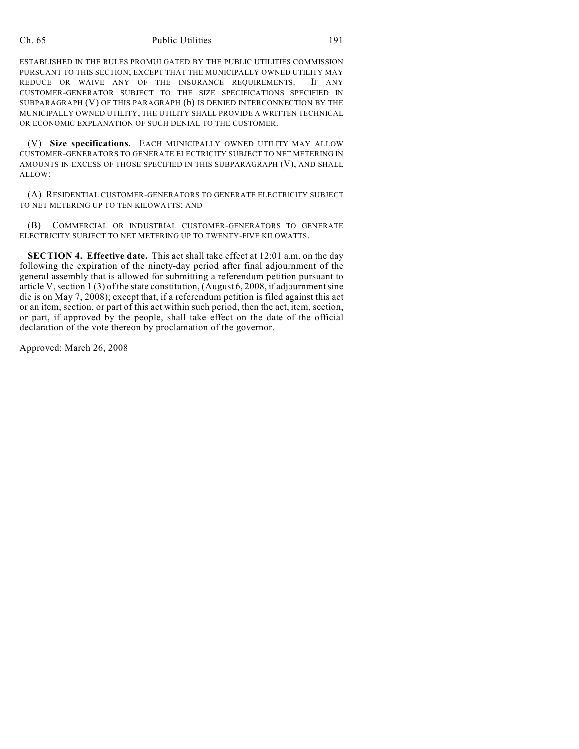ESTABLISHED IN THE RULES PROMULGATED BY THE PUBLIC UTILITIES COMMISSION PURSUANT TO THIS SECTION; EXCEPT THAT THE MUNICIPALLY OWNED UTILITY MAY REDUCE OR WAIVE ANY OF THE INSURANCE REQUIREMENTS. IF ANY CUSTOMER-GENERATOR SUBJECT TO THE SIZE SPECIFICATIONS SPECIFIED IN SUBPARAGRAPH (V) OF THIS PARAGRAPH (b) IS DENIED INTERCONNECTION BY THE MUNICIPALLY OWNED UTILITY, THE UTILITY SHALL PROVIDE A WRITTEN TECHNICAL OR ECONOMIC EXPLANATION OF SUCH DENIAL TO THE CUSTOMER.

(V) **Size specifications.** EACH MUNICIPALLY OWNED UTILITY MAY ALLOW CUSTOMER-GENERATORS TO GENERATE ELECTRICITY SUBJECT TO NET METERING IN AMOUNTS IN EXCESS OF THOSE SPECIFIED IN THIS SUBPARAGRAPH (V), AND SHALL ALLOW:

(A) RESIDENTIAL CUSTOMER-GENERATORS TO GENERATE ELECTRICITY SUBJECT TO NET METERING UP TO TEN KILOWATTS; AND

(B) COMMERCIAL OR INDUSTRIAL CUSTOMER-GENERATORS TO GENERATE ELECTRICITY SUBJECT TO NET METERING UP TO TWENTY-FIVE KILOWATTS.

**SECTION 4. Effective date.** This act shall take effect at 12:01 a.m. on the day following the expiration of the ninety-day period after final adjournment of the general assembly that is allowed for submitting a referendum petition pursuant to article V, section 1 (3) of the state constitution, (August 6, 2008, if adjournment sine die is on May 7, 2008); except that, if a referendum petition is filed against this act or an item, section, or part of this act within such period, then the act, item, section, or part, if approved by the people, shall take effect on the date of the official declaration of the vote thereon by proclamation of the governor.

Approved: March 26, 2008